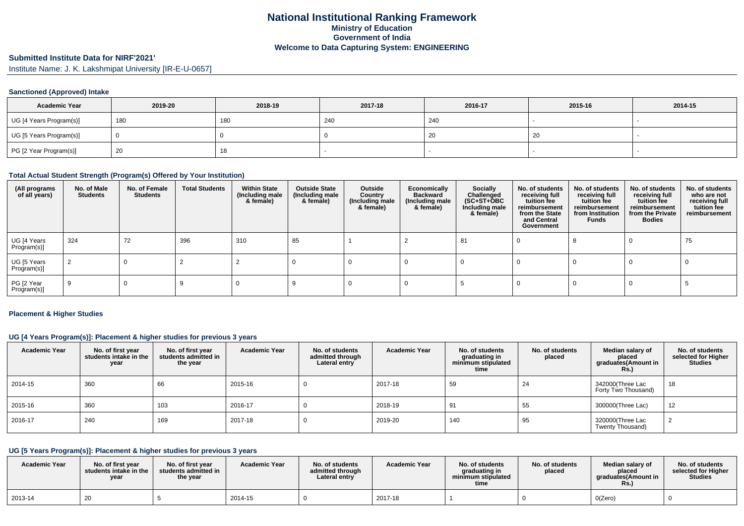# National Institutional Ranking Framework

## Ministry of Education

## Government of India

## Welcome to Data Capturing System: ENGINEERING

**Submitted Institute Data for NIRF'2021'**

Institute Name: J. K. Lakshmipat University [IR-E-U-0657]

### Sanctioned (Approved) Intake

| Academic Year | 2019-20 | 2018-19 | 2017-18 | 2016-17 | 2015-16 | 2014-15 |
|---|---|---|---|---|---|---|
| UG [4 Years Program(s)] | 180 | 180 | 240 | 240 | - | - |
| UG [5 Years Program(s)] | 0 | 0 | 0 | 20 | 20 | - |
| PG [2 Year Program(s)] | 20 | 18 | - | - | - | - |

### Total Actual Student Strength (Program(s) Offered by Your Institution)

| (All programs of all years) | No. of Male Students | No. of Female Students | Total Students | Within State (Including male & female) | Outside State (Including male & female) | Outside Country (Including male & female) | Economically Backward (Including male & female) | Socially Challenged (SC+ST+OBC Including male & female) | No. of students receiving full tuition fee reimbursement from the State and Central Government | No. of students receiving full tuition fee reimbursement from Institution Funds | No. of students receiving full tuition fee reimbursement from the Private Bodies | No. of students who are not receiving full tuition fee reimbursement |
|---|---|---|---|---|---|---|---|---|---|---|---|---|
| UG [4 Years Program(s)] | 324 | 72 | 396 | 310 | 85 | 1 | 2 | 81 | 0 | 8 | 0 | 75 |
| UG [5 Years Program(s)] | 2 | 0 | 2 | 2 | 0 | 0 | 0 | 0 | 0 | 0 | 0 | 0 |
| PG [2 Year Program(s)] | 9 | 0 | 9 | 0 | 9 | 0 | 0 | 5 | 0 | 0 | 0 | 5 |

### Placement & Higher Studies

### UG [4 Years Program(s)]: Placement & higher studies for previous 3 years

| Academic Year | No. of first year students intake in the year | No. of first year students admitted in the year | Academic Year | No. of students admitted through Lateral entry | Academic Year | No. of students graduating in minimum stipulated time | No. of students placed | Median salary of placed graduates(Amount in Rs.) | No. of students selected for Higher Studies |
|---|---|---|---|---|---|---|---|---|---|
| 2014-15 | 360 | 66 | 2015-16 | 0 | 2017-18 | 59 | 24 | 342000(Three Lac Forty Two Thousand) | 18 |
| 2015-16 | 360 | 103 | 2016-17 | 0 | 2018-19 | 91 | 55 | 300000(Three Lac) | 12 |
| 2016-17 | 240 | 169 | 2017-18 | 0 | 2019-20 | 140 | 95 | 320000(Three Lac Twenty Thousand) | 2 |

### UG [5 Years Program(s)]: Placement & higher studies for previous 3 years

| Academic Year | No. of first year students intake in the year | No. of first year students admitted in the year | Academic Year | No. of students admitted through Lateral entry | Academic Year | No. of students graduating in minimum stipulated time | No. of students placed | Median salary of placed graduates(Amount in Rs.) | No. of students selected for Higher Studies |
|---|---|---|---|---|---|---|---|---|---|
| 2013-14 | 20 | 5 | 2014-15 | 0 | 2017-18 | 1 | 0 | 0(Zero) | 0 |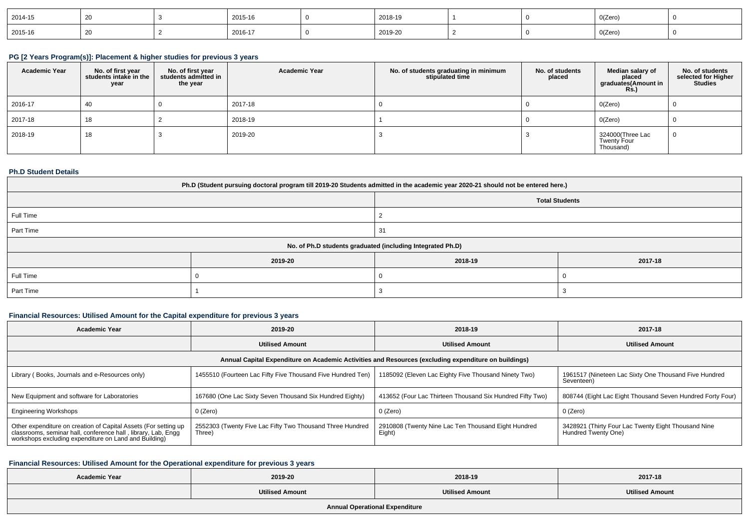| 2014-15 | 20 | 3 | 2015-16 | 0 | 2018-19 | 1 | 0 | 0(Zero) | 0 |
|---|---|---|---|---|---|---|---|---|---|
| 2015-16 | 20 | 2 | 2016-17 | 0 | 2019-20 | 2 | 0 | 0(Zero) | 0 |

### PG [2 Years Program(s)]: Placement & higher studies for previous 3 years

| Academic Year | No. of first year students intake in the year | No. of first year students admitted in the year | Academic Year | No. of students graduating in minimum stipulated time | No. of students placed | Median salary of placed graduates(Amount in Rs.) | No. of students selected for Higher Studies |
|---|---|---|---|---|---|---|---|
| 2016-17 | 40 | 0 | 2017-18 | 0 | 0 | 0(Zero) | 0 |
| 2017-18 | 18 | 2 | 2018-19 | 1 | 0 | 0(Zero) | 0 |
| 2018-19 | 18 | 3 | 2019-20 | 3 | 3 | 324000(Three Lac Twenty Four Thousand) | 0 |

### Ph.D Student Details

| Ph.D (Student pursuing doctoral program till 2019-20 Students admitted in the academic year 2020-21 should not be entered here.) | | | |
|---|---|---|---|
| | | Total Students | |
| Full Time | | 2 | |
| Part Time | | 31 | |
| No. of Ph.D students graduated (including Integrated Ph.D) | | | |
| | 2019-20 | 2018-19 | 2017-18 |
| Full Time | 0 | 0 | 0 |
| Part Time | 1 | 3 | 3 |

### Financial Resources: Utilised Amount for the Capital expenditure for previous 3 years

| Academic Year | 2019-20 | 2018-19 | 2017-18 |
|---|---|---|---|
| | Utilised Amount | Utilised Amount | Utilised Amount |
| Annual Capital Expenditure on Academic Activities and Resources (excluding expenditure on buildings) | | | |
| Library ( Books, Journals and e-Resources only) | 1455510 (Fourteen Lac Fifty Five Thousand Five Hundred Ten) | 1185092 (Eleven Lac Eighty Five Thousand Ninety Two) | 1961517 (Nineteen Lac Sixty One Thousand Five Hundred Seventeen) |
| New Equipment and software for Laboratories | 167680 (One Lac Sixty Seven Thousand Six Hundred Eighty) | 413652 (Four Lac Thirteen Thousand Six Hundred Fifty Two) | 808744 (Eight Lac Eight Thousand Seven Hundred Forty Four) |
| Engineering Workshops | 0 (Zero) | 0 (Zero) | 0 (Zero) |
| Other expenditure on creation of Capital Assets (For setting up classrooms, seminar hall, conference hall , library, Lab, Engg workshops excluding expenditure on Land and Building) | 2552303 (Twenty Five Lac Fifty Two Thousand Three Hundred Three) | 2910808 (Twenty Nine Lac Ten Thousand Eight Hundred Eight) | 3428921 (Thirty Four Lac Twenty Eight Thousand Nine Hundred Twenty One) |

### Financial Resources: Utilised Amount for the Operational expenditure for previous 3 years

| Academic Year | 2019-20 | 2018-19 | 2017-18 |
|---|---|---|---|
| | Utilised Amount | Utilised Amount | Utilised Amount |
| Annual Operational Expenditure | | | |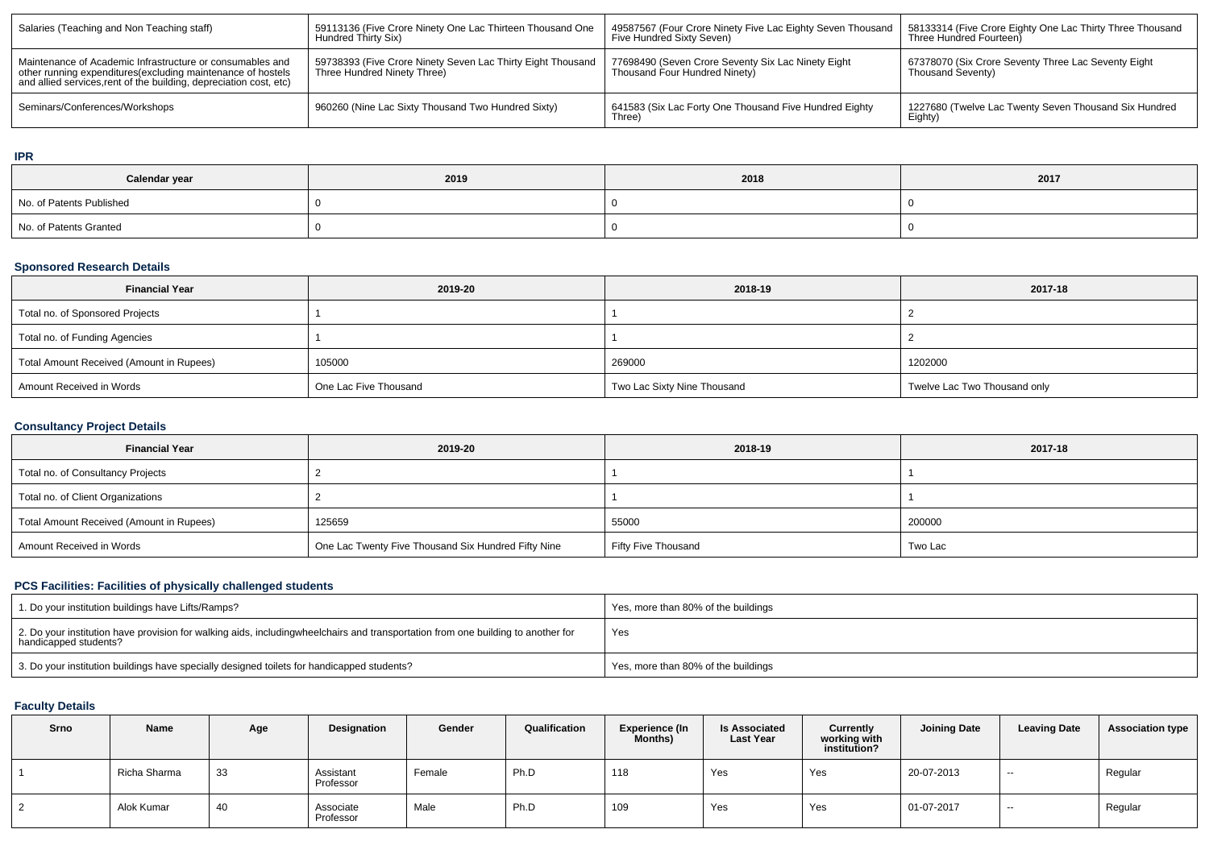| Salaries (Teaching and Non Teaching staff) | 59113136 (Five Crore Ninety One Lac Thirteen Thousand One Hundred Thirty Six) | 49587567 (Four Crore Ninety Five Lac Eighty Seven Thousand Five Hundred Sixty Seven) | 58133314 (Five Crore Eighty One Lac Thirty Three Thousand Three Hundred Fourteen) |
|---|---|---|---|
| Maintenance of Academic Infrastructure or consumables and other running expenditures(excluding maintenance of hostels and allied services,rent of the building, depreciation cost, etc) | 59738393 (Five Crore Ninety Seven Lac Thirty Eight Thousand Three Hundred Ninety Three) | 77698490 (Seven Crore Seventy Six Lac Ninety Eight Thousand Four Hundred Ninety) | 67378070 (Six Crore Seventy Three Lac Seventy Eight Thousand Seventy) |
| Seminars/Conferences/Workshops | 960260 (Nine Lac Sixty Thousand Two Hundred Sixty) | 641583 (Six Lac Forty One Thousand Five Hundred Eighty Three) | 1227680 (Twelve Lac Twenty Seven Thousand Six Hundred Eighty) |

## IPR

| Calendar year | 2019 | 2018 | 2017 |
|---|---|---|---|
| No. of Patents Published | 0 | 0 | 0 |
| No. of Patents Granted | 0 | 0 | 0 |

## Sponsored Research Details

| Financial Year | 2019-20 | 2018-19 | 2017-18 |
|---|---|---|---|
| Total no. of Sponsored Projects | 1 | 1 | 2 |
| Total no. of Funding Agencies | 1 | 1 | 2 |
| Total Amount Received (Amount in Rupees) | 105000 | 269000 | 1202000 |
| Amount Received in Words | One Lac Five Thousand | Two Lac Sixty Nine Thousand | Twelve Lac Two Thousand only |

## Consultancy Project Details

| Financial Year | 2019-20 | 2018-19 | 2017-18 |
|---|---|---|---|
| Total no. of Consultancy Projects | 2 | 1 | 1 |
| Total no. of Client Organizations | 2 | 1 | 1 |
| Total Amount Received (Amount in Rupees) | 125659 | 55000 | 200000 |
| Amount Received in Words | One Lac Twenty Five Thousand Six Hundred Fifty Nine | Fifty Five Thousand | Two Lac |

## PCS Facilities: Facilities of physically challenged students

| | |
|---|---|
| 1. Do your institution buildings have Lifts/Ramps? | Yes, more than 80% of the buildings |
| 2. Do your institution have provision for walking aids, includingwheelchairs and transportation from one building to another for handicapped students? | Yes |
| 3. Do your institution buildings have specially designed toilets for handicapped students? | Yes, more than 80% of the buildings |

## Faculty Details

| Srno | Name | Age | Designation | Gender | Qualification | Experience (In Months) | Is Associated Last Year | Currently working with institution? | Joining Date | Leaving Date | Association type |
|---|---|---|---|---|---|---|---|---|---|---|---|
| 1 | Richa Sharma | 33 | Assistant Professor | Female | Ph.D | 118 | Yes | Yes | 20-07-2013 | -- | Regular |
| 2 | Alok Kumar | 40 | Associate Professor | Male | Ph.D | 109 | Yes | Yes | 01-07-2017 | -- | Regular |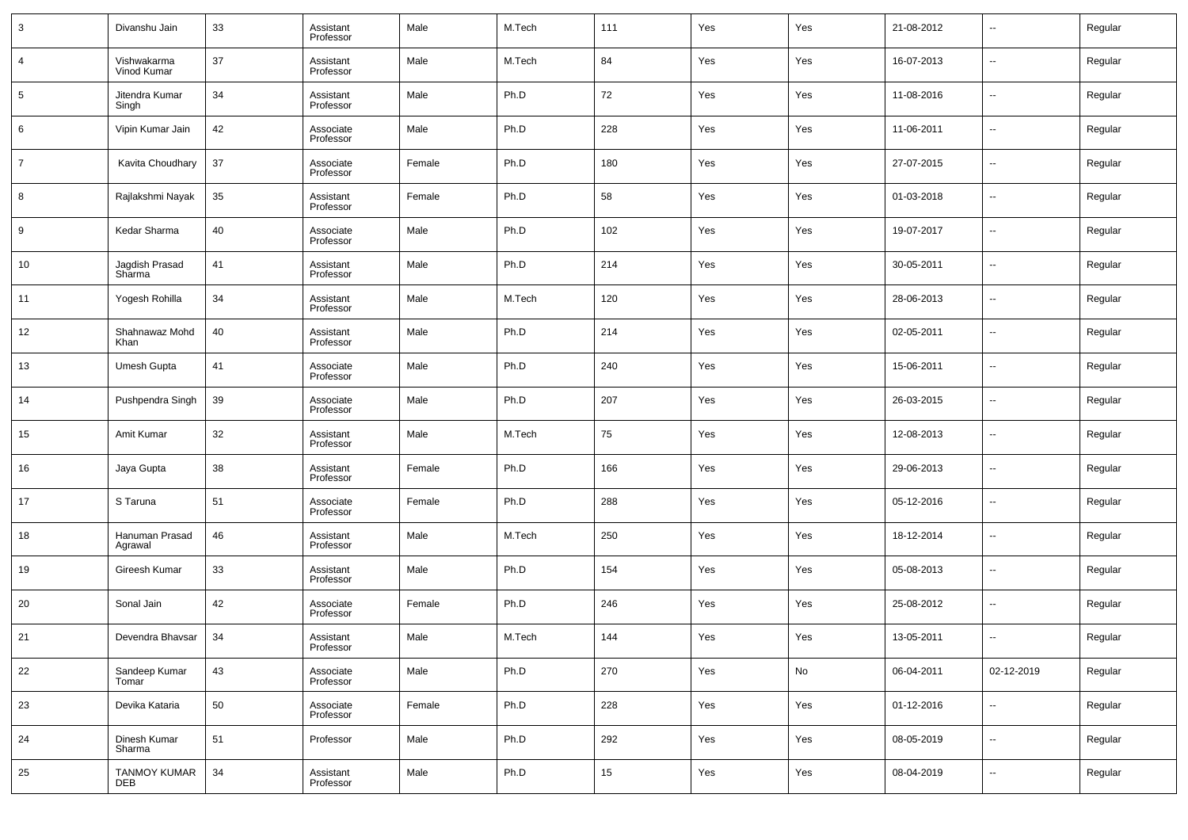| 3 | Divanshu Jain | 33 | Assistant Professor | Male | M.Tech | 111 | Yes | Yes | 21-08-2012 | -- | Regular |
|---|---|---|---|---|---|---|---|---|---|---|---|
| 4 | Vishwakarma Vinod Kumar | 37 | Assistant Professor | Male | M.Tech | 84 | Yes | Yes | 16-07-2013 | -- | Regular |
| 5 | Jitendra Kumar Singh | 34 | Assistant Professor | Male | Ph.D | 72 | Yes | Yes | 11-08-2016 | -- | Regular |
| 6 | Vipin Kumar Jain | 42 | Associate Professor | Male | Ph.D | 228 | Yes | Yes | 11-06-2011 | -- | Regular |
| 7 | Kavita Choudhary | 37 | Associate Professor | Female | Ph.D | 180 | Yes | Yes | 27-07-2015 | -- | Regular |
| 8 | Rajlakshmi Nayak | 35 | Assistant Professor | Female | Ph.D | 58 | Yes | Yes | 01-03-2018 | -- | Regular |
| 9 | Kedar Sharma | 40 | Associate Professor | Male | Ph.D | 102 | Yes | Yes | 19-07-2017 | -- | Regular |
| 10 | Jagdish Prasad Sharma | 41 | Assistant Professor | Male | Ph.D | 214 | Yes | Yes | 30-05-2011 | -- | Regular |
| 11 | Yogesh Rohilla | 34 | Assistant Professor | Male | M.Tech | 120 | Yes | Yes | 28-06-2013 | -- | Regular |
| 12 | Shahnawaz Mohd Khan | 40 | Assistant Professor | Male | Ph.D | 214 | Yes | Yes | 02-05-2011 | -- | Regular |
| 13 | Umesh Gupta | 41 | Associate Professor | Male | Ph.D | 240 | Yes | Yes | 15-06-2011 | -- | Regular |
| 14 | Pushpendra Singh | 39 | Associate Professor | Male | Ph.D | 207 | Yes | Yes | 26-03-2015 | -- | Regular |
| 15 | Amit Kumar | 32 | Assistant Professor | Male | M.Tech | 75 | Yes | Yes | 12-08-2013 | -- | Regular |
| 16 | Jaya Gupta | 38 | Assistant Professor | Female | Ph.D | 166 | Yes | Yes | 29-06-2013 | -- | Regular |
| 17 | S Taruna | 51 | Associate Professor | Female | Ph.D | 288 | Yes | Yes | 05-12-2016 | -- | Regular |
| 18 | Hanuman Prasad Agrawal | 46 | Assistant Professor | Male | M.Tech | 250 | Yes | Yes | 18-12-2014 | -- | Regular |
| 19 | Gireesh Kumar | 33 | Assistant Professor | Male | Ph.D | 154 | Yes | Yes | 05-08-2013 | -- | Regular |
| 20 | Sonal Jain | 42 | Associate Professor | Female | Ph.D | 246 | Yes | Yes | 25-08-2012 | -- | Regular |
| 21 | Devendra Bhavsar | 34 | Assistant Professor | Male | M.Tech | 144 | Yes | Yes | 13-05-2011 | -- | Regular |
| 22 | Sandeep Kumar Tomar | 43 | Associate Professor | Male | Ph.D | 270 | Yes | No | 06-04-2011 | 02-12-2019 | Regular |
| 23 | Devika Kataria | 50 | Associate Professor | Female | Ph.D | 228 | Yes | Yes | 01-12-2016 | -- | Regular |
| 24 | Dinesh Kumar Sharma | 51 | Professor | Male | Ph.D | 292 | Yes | Yes | 08-05-2019 | -- | Regular |
| 25 | TANMOY KUMAR DEB | 34 | Assistant Professor | Male | Ph.D | 15 | Yes | Yes | 08-04-2019 | -- | Regular |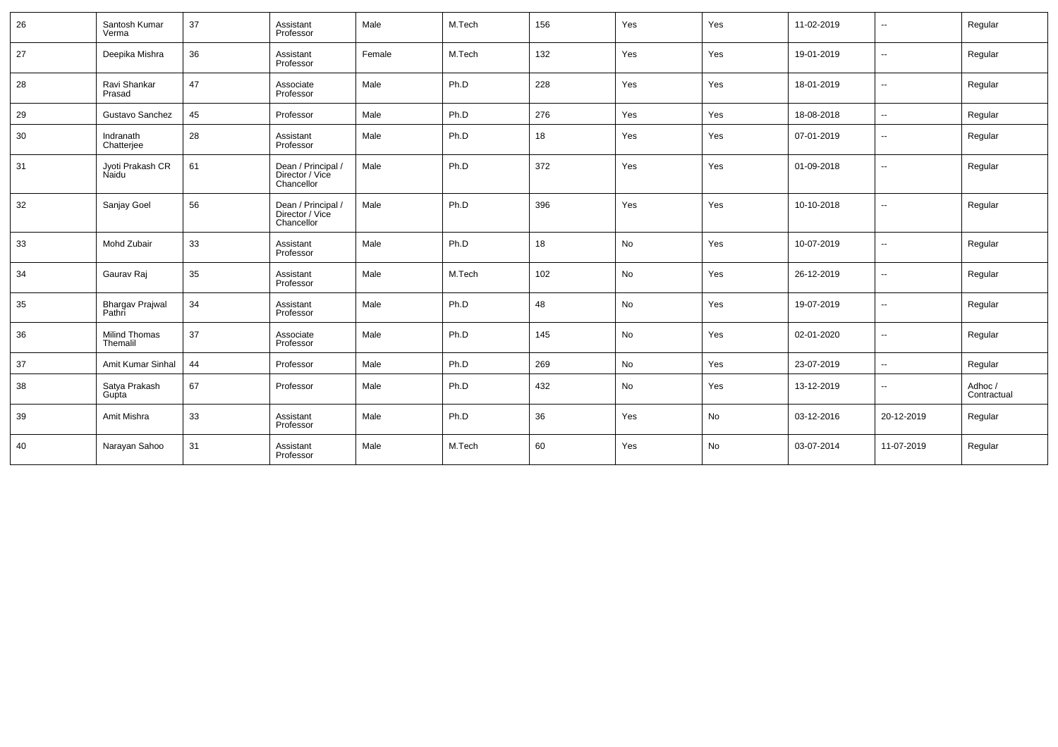| | | | | | | | | | | | |
|---|---|---|---|---|---|---|---|---|---|---|---|
| 26 | Santosh Kumar Verma | 37 | Assistant Professor | Male | M.Tech | 156 | Yes | Yes | 11-02-2019 | -- | Regular |
| 27 | Deepika Mishra | 36 | Assistant Professor | Female | M.Tech | 132 | Yes | Yes | 19-01-2019 | -- | Regular |
| 28 | Ravi Shankar Prasad | 47 | Associate Professor | Male | Ph.D | 228 | Yes | Yes | 18-01-2019 | -- | Regular |
| 29 | Gustavo Sanchez | 45 | Professor | Male | Ph.D | 276 | Yes | Yes | 18-08-2018 | -- | Regular |
| 30 | Indranath Chatterjee | 28 | Assistant Professor | Male | Ph.D | 18 | Yes | Yes | 07-01-2019 | -- | Regular |
| 31 | Jyoti Prakash CR Naidu | 61 | Dean / Principal / Director / Vice Chancellor | Male | Ph.D | 372 | Yes | Yes | 01-09-2018 | -- | Regular |
| 32 | Sanjay Goel | 56 | Dean / Principal / Director / Vice Chancellor | Male | Ph.D | 396 | Yes | Yes | 10-10-2018 | -- | Regular |
| 33 | Mohd Zubair | 33 | Assistant Professor | Male | Ph.D | 18 | No | Yes | 10-07-2019 | -- | Regular |
| 34 | Gaurav Raj | 35 | Assistant Professor | Male | M.Tech | 102 | No | Yes | 26-12-2019 | -- | Regular |
| 35 | Bhargav Prajwal Pathri | 34 | Assistant Professor | Male | Ph.D | 48 | No | Yes | 19-07-2019 | -- | Regular |
| 36 | Milind Thomas Themalil | 37 | Associate Professor | Male | Ph.D | 145 | No | Yes | 02-01-2020 | -- | Regular |
| 37 | Amit Kumar Sinhal | 44 | Professor | Male | Ph.D | 269 | No | Yes | 23-07-2019 | -- | Regular |
| 38 | Satya Prakash Gupta | 67 | Professor | Male | Ph.D | 432 | No | Yes | 13-12-2019 | -- | Adhoc / Contractual |
| 39 | Amit Mishra | 33 | Assistant Professor | Male | Ph.D | 36 | Yes | No | 03-12-2016 | 20-12-2019 | Regular |
| 40 | Narayan Sahoo | 31 | Assistant Professor | Male | M.Tech | 60 | Yes | No | 03-07-2014 | 11-07-2019 | Regular |